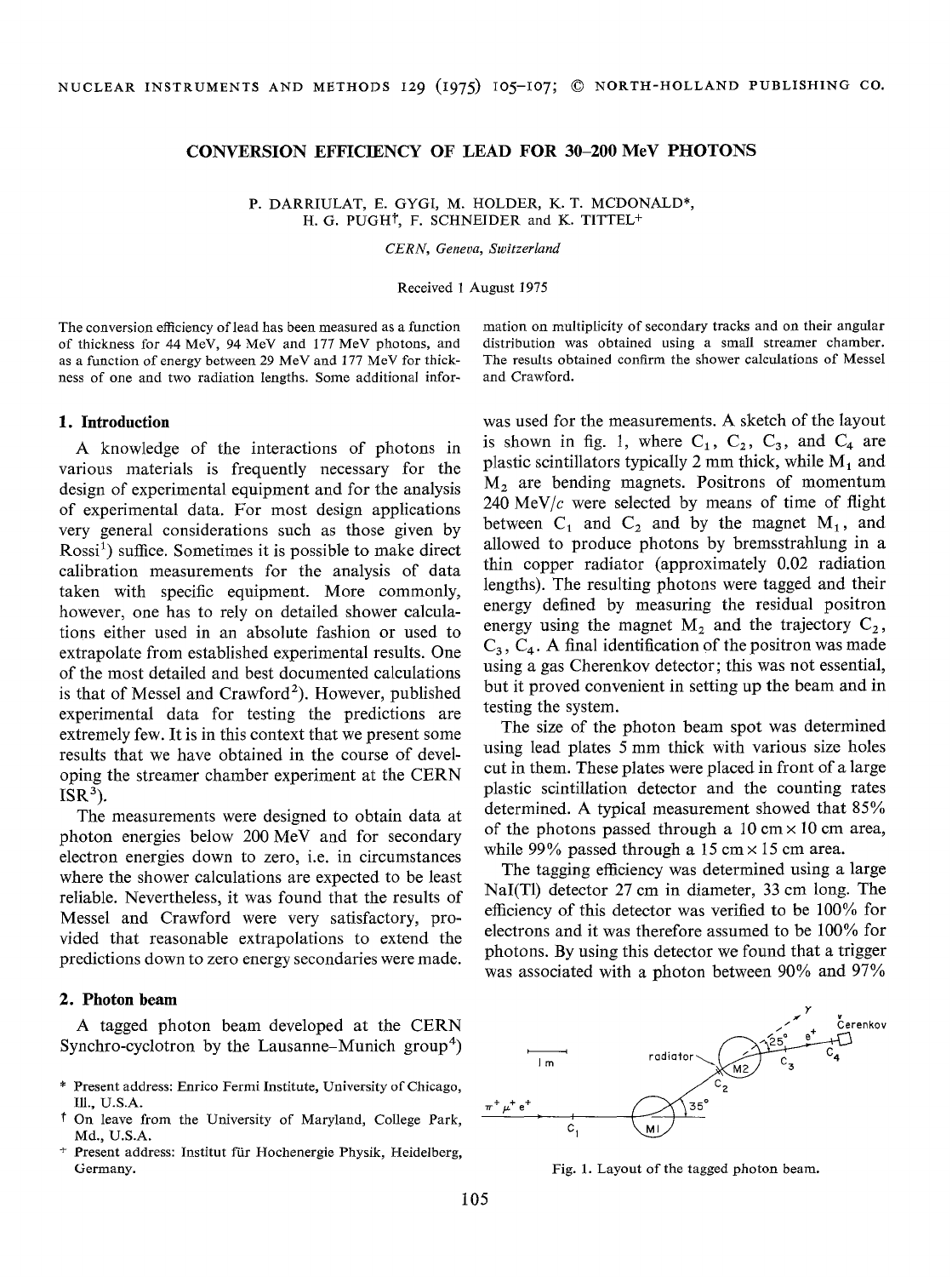# CONVERSION EFFICIENCY OF LEAD FOR 30–200 MeV PHOTONS

P. DARRIULAT, E. GYGI, M. HOLDER, K. T. MCDONALD*, H. G. PUGH†, F. SCHNEIDER and K. TITTEL+

*CERN, Geneva, Switzerland*

Received 1 August 1975

The conversion efficiency of lead has been measured as a function of thickness for 44 MeV, 94 MeV and 177 MeV photons, and as a function of energy between 29 MeV and 177 MeV for thickness of one and two radiation lengths. Some additional information on multiplicity of secondary tracks and on their angular distribution was obtained using a small streamer chamber. The results obtained confirm the shower calculations of Messel and Crawford.

## 1. Introduction

A knowledge of the interactions of photons in various materials is frequently necessary for the design of experimental equipment and for the analysis of experimental data. For most design applications very general considerations such as those given by Rossi[1]) suffice. Sometimes it is possible to make direct calibration measurements for the analysis of data taken with specific equipment. More commonly, however, one has to rely on detailed shower calculations either used in an absolute fashion or used to extrapolate from established experimental results. One of the most detailed and best documented calculations is that of Messel and Crawford[2]). However, published experimental data for testing the predictions are extremely few. It is in this context that we present some results that we have obtained in the course of developing the streamer chamber experiment at the CERN ISR[3]).

The measurements were designed to obtain data at photon energies below 200 MeV and for secondary electron energies down to zero, i.e. in circumstances where the shower calculations are expected to be least reliable. Nevertheless, it was found that the results of Messel and Crawford were very satisfactory, provided that reasonable extrapolations to extend the predictions down to zero energy secondaries were made.

## 2. Photon beam

A tagged photon beam developed at the CERN Synchro-cyclotron by the Lausanne–Munich group[4]) was used for the measurements. A sketch of the layout is shown in fig. 1, where $C_1$, $C_2$, $C_3$, and $C_4$ are plastic scintillators typically 2 mm thick, while $M_1$ and $M_2$ are bending magnets. Positrons of momentum 240 MeV/$c$ were selected by means of time of flight between $C_1$ and $C_2$ and by the magnet $M_1$, and allowed to produce photons by bremsstrahlung in a thin copper radiator (approximately 0.02 radiation lengths). The resulting photons were tagged and their energy defined by measuring the residual positron energy using the magnet $M_2$ and the trajectory $C_2$, $C_3$, $C_4$. A final identification of the positron was made using a gas Cherenkov detector; this was not essential, but it proved convenient in setting up the beam and in testing the system.

The size of the photon beam spot was determined using lead plates 5 mm thick with various size holes cut in them. These plates were placed in front of a large plastic scintillation detector and the counting rates determined. A typical measurement showed that 85% of the photons passed through a 10 cm × 10 cm area, while 99% passed through a 15 cm × 15 cm area.

The tagging efficiency was determined using a large NaI(Tl) detector 27 cm in diameter, 33 cm long. The efficiency of this detector was verified to be 100% for electrons and it was therefore assumed to be 100% for photons. By using this detector we found that a trigger was associated with a photon between 90% and 97%

1 m

$\pi^+ \mu^+ e^+$

$C_1$

M1

35°

$C_2$

radiator

M2

25°

$e^+$

$\gamma$

$C_3$

$C_4$

Cerenkov

Fig. 1. Layout of the tagged photon beam.

\* Present address: Enrico Fermi Institute, University of Chicago, Ill., U.S.A.

† On leave from the University of Maryland, College Park, Md., U.S.A.

+ Present address: Institut für Hochenergie Physik, Heidelberg, Germany.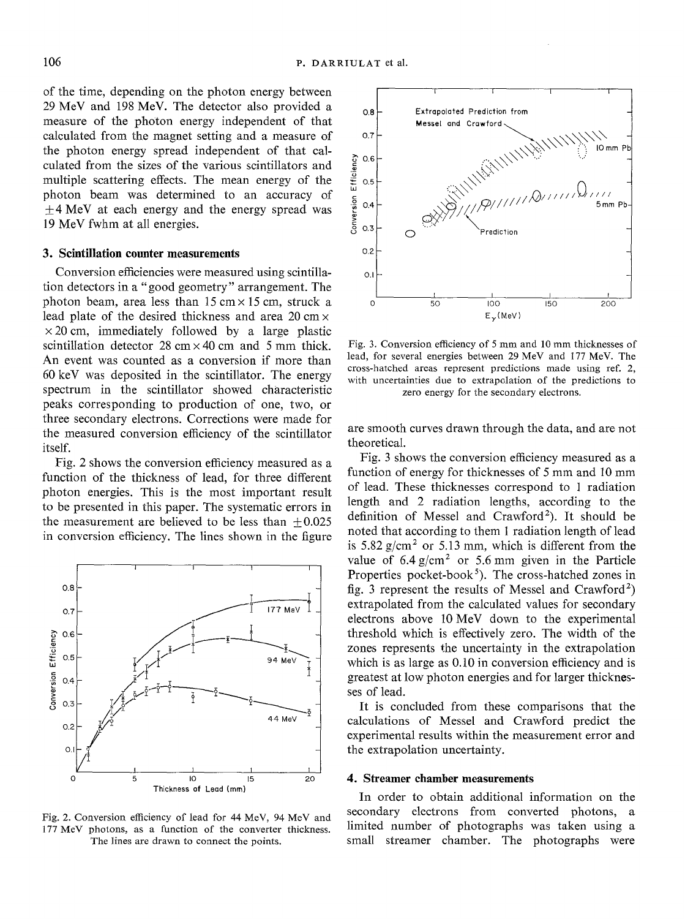of the time, depending on the photon energy between 29 MeV and 198 MeV. The detector also provided a measure of the photon energy independent of that calculated from the magnet setting and a measure of the photon energy spread independent of that calculated from the sizes of the various scintillators and multiple scattering effects. The mean energy of the photon beam was determined to an accuracy of ±4 MeV at each energy and the energy spread was 19 MeV fwhm at all energies.

## 3. Scintillation counter measurements

Conversion efficiencies were measured using scintillation detectors in a "good geometry" arrangement. The photon beam, area less than 15 cm × 15 cm, struck a lead plate of the desired thickness and area 20 cm × × 20 cm, immediately followed by a large plastic scintillation detector 28 cm × 40 cm and 5 mm thick. An event was counted as a conversion if more than 60 keV was deposited in the scintillator. The energy spectrum in the scintillator showed characteristic peaks corresponding to production of one, two, or three secondary electrons. Corrections were made for the measured conversion efficiency of the scintillator itself.

Fig. 2 shows the conversion efficiency measured as a function of the thickness of lead, for three different photon energies. This is the most important result to be presented in this paper. The systematic errors in the measurement are believed to be less than ±0.025 in conversion efficiency. The lines shown in the figure are smooth curves drawn through the data, and are not theoretical.

Conversion Efficiency
0.1 0.2 0.3 0.4 0.5 0.6 0.7 0.8
0 5 10 15 20
Thickness of Lead (mm)
177 MeV
94 MeV
44 MeV

Fig. 2. Conversion efficiency of lead for 44 MeV, 94 MeV and 177 MeV photons, as a function of the converter thickness. The lines are drawn to connect the points.

Conversion Efficiency
0.1 0.2 0.3 0.4 0.5 0.6 0.7 0.8
0 50 100 150 200
$E_\gamma$ (MeV)
Extrapolated Prediction from Messel and Crawford
10 mm Pb
5 mm Pb
Prediction

Fig. 3. Conversion efficiency of 5 mm and 10 mm thicknesses of lead, for several energies between 29 MeV and 177 MeV. The cross-hatched areas represent predictions made using ref. 2, with uncertainties due to extrapolation of the predictions to zero energy for the secondary electrons.

Fig. 3 shows the conversion efficiency measured as a function of energy for thicknesses of 5 mm and 10 mm of lead. These thicknesses correspond to 1 radiation length and 2 radiation lengths, according to the definition of Messel and Crawford[2]). It should be noted that according to them 1 radiation length of lead is 5.82 g/cm$^2$ or 5.13 mm, which is different from the value of 6.4 g/cm$^2$ or 5.6 mm given in the Particle Properties pocket-book[5]). The cross-hatched zones in fig. 3 represent the results of Messel and Crawford[2]) extrapolated from the calculated values for secondary electrons above 10 MeV down to the experimental threshold which is effectively zero. The width of the zones represents the uncertainty in the extrapolation which is as large as 0.10 in conversion efficiency and is greatest at low photon energies and for larger thicknesses of lead.

It is concluded from these comparisons that the calculations of Messel and Crawford predict the experimental results within the measurement error and the extrapolation uncertainty.

## 4. Streamer chamber measurements

In order to obtain additional information on the secondary electrons from converted photons, a limited number of photographs was taken using a small streamer chamber. The photographs were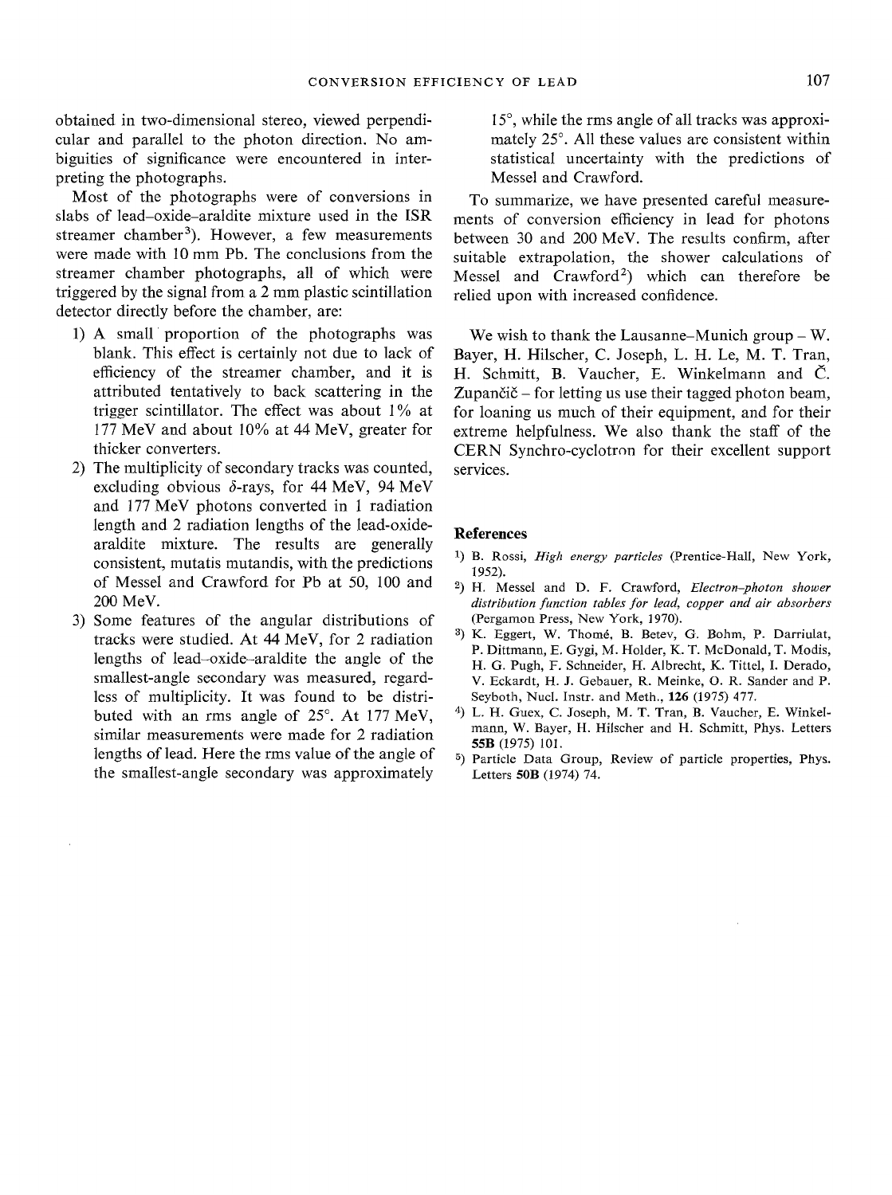obtained in two-dimensional stereo, viewed perpendicular and parallel to the photon direction. No ambiguities of significance were encountered in interpreting the photographs.

Most of the photographs were of conversions in slabs of lead–oxide–araldite mixture used in the ISR streamer chamber[3]). However, a few measurements were made with 10 mm Pb. The conclusions from the streamer chamber photographs, all of which were triggered by the signal from a 2 mm plastic scintillation detector directly before the chamber, are:

1) A small proportion of the photographs was blank. This effect is certainly not due to lack of efficiency of the streamer chamber, and it is attributed tentatively to back scattering in the trigger scintillator. The effect was about 1% at 177 MeV and about 10% at 44 MeV, greater for thicker converters.
2) The multiplicity of secondary tracks was counted, excluding obvious $\delta$-rays, for 44 MeV, 94 MeV and 177 MeV photons converted in 1 radiation length and 2 radiation lengths of the lead-oxide-araldite mixture. The results are generally consistent, mutatis mutandis, with the predictions of Messel and Crawford for Pb at 50, 100 and 200 MeV.
3) Some features of the angular distributions of tracks were studied. At 44 MeV, for 2 radiation lengths of lead–oxide–araldite the angle of the smallest-angle secondary was measured, regardless of multiplicity. It was found to be distributed with an rms angle of 25°. At 177 MeV, similar measurements were made for 2 radiation lengths of lead. Here the rms value of the angle of the smallest-angle secondary was approximately 15°, while the rms angle of all tracks was approximately 25°. All these values are consistent within statistical uncertainty with the predictions of Messel and Crawford.

To summarize, we have presented careful measurements of conversion efficiency in lead for photons between 30 and 200 MeV. The results confirm, after suitable extrapolation, the shower calculations of Messel and Crawford[2]) which can therefore be relied upon with increased confidence.

We wish to thank the Lausanne–Munich group – W. Bayer, H. Hilscher, C. Joseph, L. H. Le, M. T. Tran, H. Schmitt, B. Vaucher, E. Winkelmann and Č. Zupančič – for letting us use their tagged photon beam, for loaning us much of their equipment, and for their extreme helpfulness. We also thank the staff of the CERN Synchro-cyclotron for their excellent support services.

## References

[1]) B. Rossi, *High energy particles* (Prentice-Hall, New York, 1952).

[2]) H. Messel and D. F. Crawford, *Electron–photon shower distribution function tables for lead, copper and air absorbers* (Pergamon Press, New York, 1970).

[3]) K. Eggert, W. Thomé, B. Betev, G. Bohm, P. Darriulat, P. Dittmann, E. Gygi, M. Holder, K. T. McDonald, T. Modis, H. G. Pugh, F. Schneider, H. Albrecht, K. Tittel, I. Derado, V. Eckardt, H. J. Gebauer, R. Meinke, O. R. Sander and P. Seyboth, Nucl. Instr. and Meth., **126** (1975) 477.

[4]) L. H. Guex, C. Joseph, M. T. Tran, B. Vaucher, E. Winkelmann, W. Bayer, H. Hilscher and H. Schmitt, Phys. Letters **55B** (1975) 101.

[5]) Particle Data Group, Review of particle properties, Phys. Letters **50B** (1974) 74.